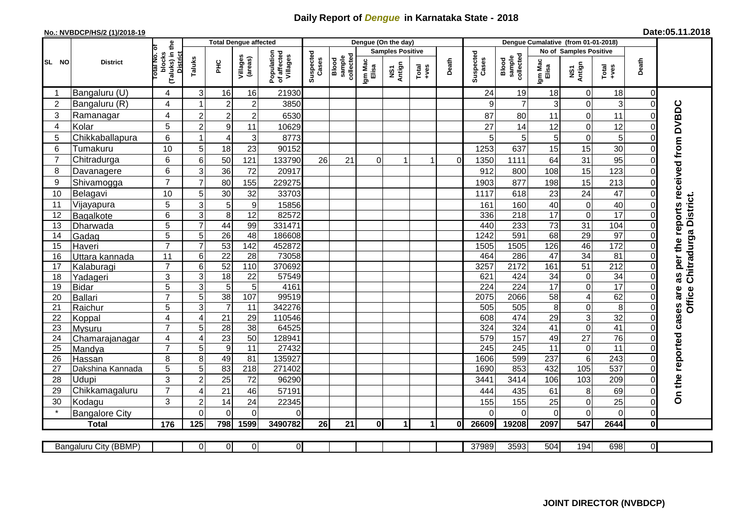# Daily Report of *Dengue* in Karnataka State - 2018

**No.: NVBDCP/HS/2 (1)/2018-19**

**Date:05.11.2018**

| SL NO | District | Total No. of blocks (Taluks) in the District | Total Dengue affected | | | | Dengue (On the day) | | | | | | | Dengue Cumalative (from 01-01-2018) | | | | | | | |
|---|---|---|---|---|---|---|---|---|---|---|---|---|---|---|---|---|---|---|---|---|
| | | | Taluks | PHC | Villages (areas) | Population of affected Villages | Suspected Cases | Blood sample collected | Samples Positive | | | Death | Suspected Cases | Blood sample collected | No of Samples Positive | | | Death | |
| | | | | | | | | | Igm Mac Elisa | NS1 Antign | Total +ves | | | | Igm Mac Elisa | NS1 Antign | Total +ves | | |
| 1 | Bangaluru (U) | 4 | 3 | 16 | 16 | 21930 | | | | | | | 24 | 19 | 18 | 0 | 18 | 0 | On the reported cases are as per the reports received from DVBDC Office Chitradurga District. |
| 2 | Bangaluru (R) | 4 | 1 | 2 | 2 | 3850 | | | | | | | 9 | 7 | 3 | 0 | 3 | 0 | |
| 3 | Ramanagar | 4 | 2 | 2 | 2 | 6530 | | | | | | | 87 | 80 | 11 | 0 | 11 | 0 | |
| 4 | Kolar | 5 | 2 | 9 | 11 | 10629 | | | | | | | 27 | 14 | 12 | 0 | 12 | 0 | |
| 5 | Chikkaballapura | 6 | 1 | 4 | 3 | 8773 | | | | | | | 5 | 5 | 5 | 0 | 5 | 0 | |
| 6 | Tumakuru | 10 | 5 | 18 | 23 | 90152 | | | | | | | 1253 | 637 | 15 | 15 | 30 | 0 | |
| 7 | Chitradurga | 6 | 6 | 50 | 121 | 133790 | 26 | 21 | 0 | 1 | 1 | 0 | 1350 | 1111 | 64 | 31 | 95 | 0 | |
| 8 | Davanagere | 6 | 3 | 36 | 72 | 20917 | | | | | | | 912 | 800 | 108 | 15 | 123 | 0 | |
| 9 | Shivamogga | 7 | 7 | 80 | 155 | 229275 | | | | | | | 1903 | 877 | 198 | 15 | 213 | 0 | |
| 10 | Belagavi | 10 | 5 | 30 | 32 | 33703 | | | | | | | 1117 | 618 | 23 | 24 | 47 | 0 | |
| 11 | Vijayapura | 5 | 3 | 5 | 9 | 15856 | | | | | | | 161 | 160 | 40 | 0 | 40 | 0 | |
| 12 | Bagalkote | 6 | 3 | 8 | 12 | 82572 | | | | | | | 336 | 218 | 17 | 0 | 17 | 0 | |
| 13 | Dharwada | 5 | 7 | 44 | 99 | 331471 | | | | | | | 440 | 233 | 73 | 31 | 104 | 0 | |
| 14 | Gadag | 5 | 5 | 26 | 48 | 186608 | | | | | | | 1242 | 591 | 68 | 29 | 97 | 0 | |
| 15 | Haveri | 7 | 7 | 53 | 142 | 452872 | | | | | | | 1505 | 1505 | 126 | 46 | 172 | 0 | |
| 16 | Uttara kannada | 11 | 6 | 22 | 28 | 73058 | | | | | | | 464 | 286 | 47 | 34 | 81 | 0 | |
| 17 | Kalaburagi | 7 | 6 | 52 | 110 | 370692 | | | | | | | 3257 | 2172 | 161 | 51 | 212 | 0 | |
| 18 | Yadageri | 3 | 3 | 18 | 22 | 57549 | | | | | | | 621 | 424 | 34 | 0 | 34 | 0 | |
| 19 | Bidar | 5 | 3 | 5 | 5 | 4161 | | | | | | | 224 | 224 | 17 | 0 | 17 | 0 | |
| 20 | Ballari | 7 | 5 | 38 | 107 | 99519 | | | | | | | 2075 | 2066 | 58 | 4 | 62 | 0 | |
| 21 | Raichur | 5 | 3 | 7 | 11 | 342276 | | | | | | | 505 | 505 | 8 | 0 | 8 | 0 | |
| 22 | Koppal | 4 | 4 | 21 | 29 | 110546 | | | | | | | 608 | 474 | 29 | 3 | 32 | 0 | |
| 23 | Mysuru | 7 | 5 | 28 | 38 | 64525 | | | | | | | 324 | 324 | 41 | 0 | 41 | 0 | |
| 24 | Chamarajanagar | 4 | 4 | 23 | 50 | 128941 | | | | | | | 579 | 157 | 49 | 27 | 76 | 0 | |
| 25 | Mandya | 7 | 5 | 9 | 11 | 27432 | | | | | | | 245 | 245 | 11 | 0 | 11 | 0 | |
| 26 | Hassan | 8 | 8 | 49 | 81 | 135927 | | | | | | | 1606 | 599 | 237 | 6 | 243 | 0 | |
| 27 | Dakshina Kannada | 5 | 5 | 83 | 218 | 271402 | | | | | | | 1690 | 853 | 432 | 105 | 537 | 0 | |
| 28 | Udupi | 3 | 2 | 25 | 72 | 96290 | | | | | | | 3441 | 3414 | 106 | 103 | 209 | 0 | |
| 29 | Chikkamagaluru | 7 | 4 | 21 | 46 | 57191 | | | | | | | 444 | 435 | 61 | 8 | 69 | 0 | |
| 30 | Kodagu | 3 | 2 | 14 | 24 | 22345 | | | | | | | 155 | 155 | 25 | 0 | 25 | 0 | |
| * | Bangalore City | | 0 | 0 | 0 | 0 | | | | | | | 0 | 0 | 0 | 0 | 0 | 0 | |
| **Total** | | **176** | **125** | **798** | **1599** | **3490782** | **26** | **21** | **0** | **1** | **1** | **0** | **26609** | **19208** | **2097** | **547** | **2644** | **0** | |

| Bangaluru City (BBMP) | | 0 | 0 | 0 | 0 | | | | | | | 37989 | 3593 | 504 | 194 | 698 | 0 |
|---|---|---|---|---|---|---|---|---|---|---|---|---|---|---|---|---|---|

**JOINT DIRECTOR (NVBDCP)**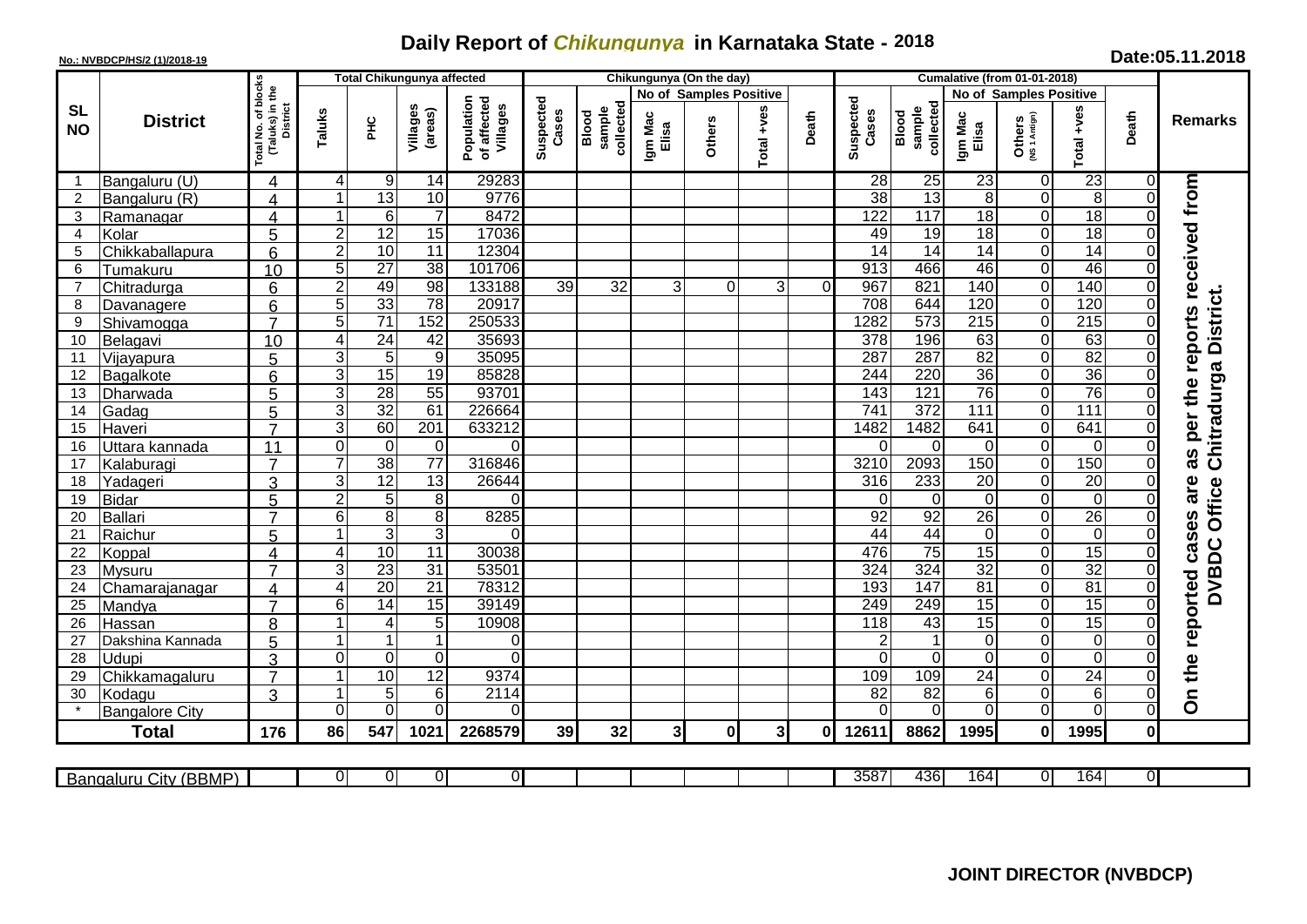# Daily Report of *Chikungunya* in Karnataka State - 2018

**No.: NVBDCP/HS/2 (1)/2018-19**

**Date:05.11.2018**

| SL NO | District | Total No. of blocks (Taluks) in the District | Total Chikungunya affected | | | | Chikungunya (On the day) | | | | | | | Cumalative (from 01-01-2018) | | | | | | | Remarks |
|---|---|---|---|---|---|---|---|---|---|---|---|---|---|---|---|---|---|---|---|---|---|
| | | | Taluks | PHC | Villages (areas) | Population of affected Villages | Suspected Cases | Blood sample collected | No of Samples Positive | | | Death | Suspected Cases | Blood sample collected | No of Samples Positive | | | Death | |
| | | | | | | | | | Igm Mac Elisa | Others | Total +ves | | | | Igm Mac Elisa | Others (NS 1 Antign) | Total +ves | | |
| 1 | Bangaluru (U) | 4 | 4 | 9 | 14 | 29283 | | | | | | | 28 | 25 | 23 | 0 | 23 | 0 | On the reported cases are as per the reports received from DVBDC Office Chitradurga District. |
| 2 | Bangaluru (R) | 4 | 1 | 13 | 10 | 9776 | | | | | | | 38 | 13 | 8 | 0 | 8 | 0 | |
| 3 | Ramanagar | 4 | 1 | 6 | 7 | 8472 | | | | | | | 122 | 117 | 18 | 0 | 18 | 0 | |
| 4 | Kolar | 5 | 2 | 12 | 15 | 17036 | | | | | | | 49 | 19 | 18 | 0 | 18 | 0 | |
| 5 | Chikkaballapura | 6 | 2 | 10 | 11 | 12304 | | | | | | | 14 | 14 | 14 | 0 | 14 | 0 | |
| 6 | Tumakuru | 10 | 5 | 27 | 38 | 101706 | | | | | | | 913 | 466 | 46 | 0 | 46 | 0 | |
| 7 | Chitradurga | 6 | 2 | 49 | 98 | 133188 | 39 | 32 | 3 | 0 | 3 | 0 | 967 | 821 | 140 | 0 | 140 | 0 | |
| 8 | Davanagere | 6 | 5 | 33 | 78 | 20917 | | | | | | | 708 | 644 | 120 | 0 | 120 | 0 | |
| 9 | Shivamogga | 7 | 5 | 71 | 152 | 250533 | | | | | | | 1282 | 573 | 215 | 0 | 215 | 0 | |
| 10 | Belagavi | 10 | 4 | 24 | 42 | 35693 | | | | | | | 378 | 196 | 63 | 0 | 63 | 0 | |
| 11 | Vijayapura | 5 | 3 | 5 | 9 | 35095 | | | | | | | 287 | 287 | 82 | 0 | 82 | 0 | |
| 12 | Bagalkote | 6 | 3 | 15 | 19 | 85828 | | | | | | | 244 | 220 | 36 | 0 | 36 | 0 | |
| 13 | Dharwada | 5 | 3 | 28 | 55 | 93701 | | | | | | | 143 | 121 | 76 | 0 | 76 | 0 | |
| 14 | Gadag | 5 | 3 | 32 | 61 | 226664 | | | | | | | 741 | 372 | 111 | 0 | 111 | 0 | |
| 15 | Haveri | 7 | 3 | 60 | 201 | 633212 | | | | | | | 1482 | 1482 | 641 | 0 | 641 | 0 | |
| 16 | Uttara kannada | 11 | 0 | 0 | 0 | 0 | | | | | | | 0 | 0 | 0 | 0 | 0 | 0 | |
| 17 | Kalaburagi | 7 | 7 | 38 | 77 | 316846 | | | | | | | 3210 | 2093 | 150 | 0 | 150 | 0 | |
| 18 | Yadageri | 3 | 3 | 12 | 13 | 26644 | | | | | | | 316 | 233 | 20 | 0 | 20 | 0 | |
| 19 | Bidar | 5 | 2 | 5 | 8 | 0 | | | | | | | 0 | 0 | 0 | 0 | 0 | 0 | |
| 20 | Ballari | 7 | 6 | 8 | 8 | 8285 | | | | | | | 92 | 92 | 26 | 0 | 26 | 0 | |
| 21 | Raichur | 5 | 1 | 3 | 3 | 0 | | | | | | | 44 | 44 | 0 | 0 | 0 | 0 | |
| 22 | Koppal | 4 | 4 | 10 | 11 | 30038 | | | | | | | 476 | 75 | 15 | 0 | 15 | 0 | |
| 23 | Mysuru | 7 | 3 | 23 | 31 | 53501 | | | | | | | 324 | 324 | 32 | 0 | 32 | 0 | |
| 24 | Chamarajanagar | 4 | 4 | 20 | 21 | 78312 | | | | | | | 193 | 147 | 81 | 0 | 81 | 0 | |
| 25 | Mandya | 7 | 6 | 14 | 15 | 39149 | | | | | | | 249 | 249 | 15 | 0 | 15 | 0 | |
| 26 | Hassan | 8 | 1 | 4 | 5 | 10908 | | | | | | | 118 | 43 | 15 | 0 | 15 | 0 | |
| 27 | Dakshina Kannada | 5 | 1 | 1 | 1 | 0 | | | | | | | 2 | 1 | 0 | 0 | 0 | 0 | |
| 28 | Udupi | 3 | 0 | 0 | 0 | 0 | | | | | | | 0 | 0 | 0 | 0 | 0 | 0 | |
| 29 | Chikkamagaluru | 7 | 1 | 10 | 12 | 9374 | | | | | | | 109 | 109 | 24 | 0 | 24 | 0 | |
| 30 | Kodagu | 3 | 1 | 5 | 6 | 2114 | | | | | | | 82 | 82 | 6 | 0 | 6 | 0 | |
| * | Bangalore City | | 0 | 0 | 0 | 0 | | | | | | | 0 | 0 | 0 | 0 | 0 | 0 | |
| **Total** | | **176** | **86** | **547** | **1021** | **2268579** | **39** | **32** | **3** | **0** | **3** | **0** | **12611** | **8862** | **1995** | **0** | **1995** | **0** | |

| | | | | | | | | | | | | | | | | | | | |
|---|---|---|---|---|---|---|---|---|---|---|---|---|---|---|---|---|---|---|---|
| Bangaluru City (BBMP) | | 0 | 0 | 0 | 0 | | | | | | | 3587 | 436 | 164 | 0 | 164 | 0 | |

**JOINT DIRECTOR (NVBDCP)**